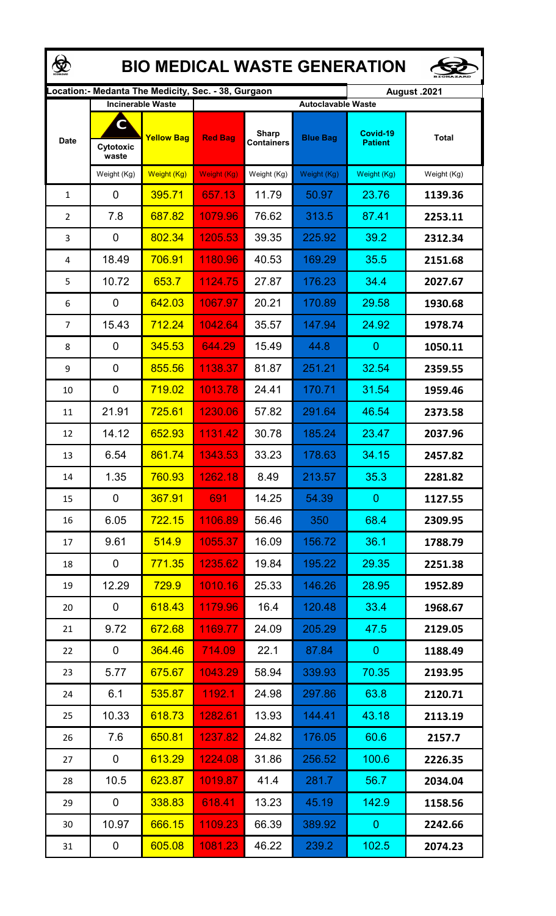# BIO MEDICAL WASTE GENERATION

**Location:- Medanta The Medicity, Sec. - 38, Gurgaon** | **August .2021**

| Date | Incinerable Waste | | Autoclavable Waste | | | | |
|---|---|---|---|---|---|---|---|
| | C Cytotoxic waste | Yellow Bag | Red Bag | Sharp Containers | Blue Bag | Covid-19 Patient | Total |
| | Weight (Kg) | Weight (Kg) | Weight (Kg) | Weight (Kg) | Weight (Kg) | Weight (Kg) | Weight (Kg) |
| 1 | 0 | 395.71 | 657.13 | 11.79 | 50.97 | 23.76 | **1139.36** |
| 2 | 7.8 | 687.82 | 1079.96 | 76.62 | 313.5 | 87.41 | **2253.11** |
| 3 | 0 | 802.34 | 1205.53 | 39.35 | 225.92 | 39.2 | **2312.34** |
| 4 | 18.49 | 706.91 | 1180.96 | 40.53 | 169.29 | 35.5 | **2151.68** |
| 5 | 10.72 | 653.7 | 1124.75 | 27.87 | 176.23 | 34.4 | **2027.67** |
| 6 | 0 | 642.03 | 1067.97 | 20.21 | 170.89 | 29.58 | **1930.68** |
| 7 | 15.43 | 712.24 | 1042.64 | 35.57 | 147.94 | 24.92 | **1978.74** |
| 8 | 0 | 345.53 | 644.29 | 15.49 | 44.8 | 0 | **1050.11** |
| 9 | 0 | 855.56 | 1138.37 | 81.87 | 251.21 | 32.54 | **2359.55** |
| 10 | 0 | 719.02 | 1013.78 | 24.41 | 170.71 | 31.54 | **1959.46** |
| 11 | 21.91 | 725.61 | 1230.06 | 57.82 | 291.64 | 46.54 | **2373.58** |
| 12 | 14.12 | 652.93 | 1131.42 | 30.78 | 185.24 | 23.47 | **2037.96** |
| 13 | 6.54 | 861.74 | 1343.53 | 33.23 | 178.63 | 34.15 | **2457.82** |
| 14 | 1.35 | 760.93 | 1262.18 | 8.49 | 213.57 | 35.3 | **2281.82** |
| 15 | 0 | 367.91 | 691 | 14.25 | 54.39 | 0 | **1127.55** |
| 16 | 6.05 | 722.15 | 1106.89 | 56.46 | 350 | 68.4 | **2309.95** |
| 17 | 9.61 | 514.9 | 1055.37 | 16.09 | 156.72 | 36.1 | **1788.79** |
| 18 | 0 | 771.35 | 1235.62 | 19.84 | 195.22 | 29.35 | **2251.38** |
| 19 | 12.29 | 729.9 | 1010.16 | 25.33 | 146.26 | 28.95 | **1952.89** |
| 20 | 0 | 618.43 | 1179.96 | 16.4 | 120.48 | 33.4 | **1968.67** |
| 21 | 9.72 | 672.68 | 1169.77 | 24.09 | 205.29 | 47.5 | **2129.05** |
| 22 | 0 | 364.46 | 714.09 | 22.1 | 87.84 | 0 | **1188.49** |
| 23 | 5.77 | 675.67 | 1043.29 | 58.94 | 339.93 | 70.35 | **2193.95** |
| 24 | 6.1 | 535.87 | 1192.1 | 24.98 | 297.86 | 63.8 | **2120.71** |
| 25 | 10.33 | 618.73 | 1282.61 | 13.93 | 144.41 | 43.18 | **2113.19** |
| 26 | 7.6 | 650.81 | 1237.82 | 24.82 | 176.05 | 60.6 | **2157.7** |
| 27 | 0 | 613.29 | 1224.08 | 31.86 | 256.52 | 100.6 | **2226.35** |
| 28 | 10.5 | 623.87 | 1019.87 | 41.4 | 281.7 | 56.7 | **2034.04** |
| 29 | 0 | 338.83 | 618.41 | 13.23 | 45.19 | 142.9 | **1158.56** |
| 30 | 10.97 | 666.15 | 1109.23 | 66.39 | 389.92 | 0 | **2242.66** |
| 31 | 0 | 605.08 | 1081.23 | 46.22 | 239.2 | 102.5 | **2074.23** |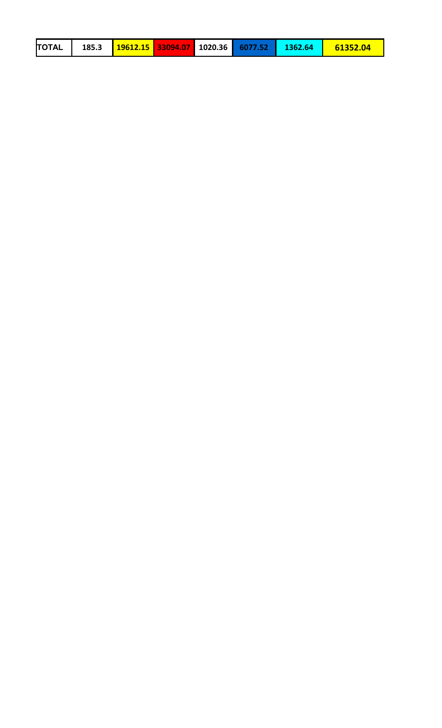| TOTAL | 185.3 | 19612.15 | 33094.07 | 1020.36 | 6077.52 | 1362.64 | 61352.04 |
|---|---|---|---|---|---|---|---|